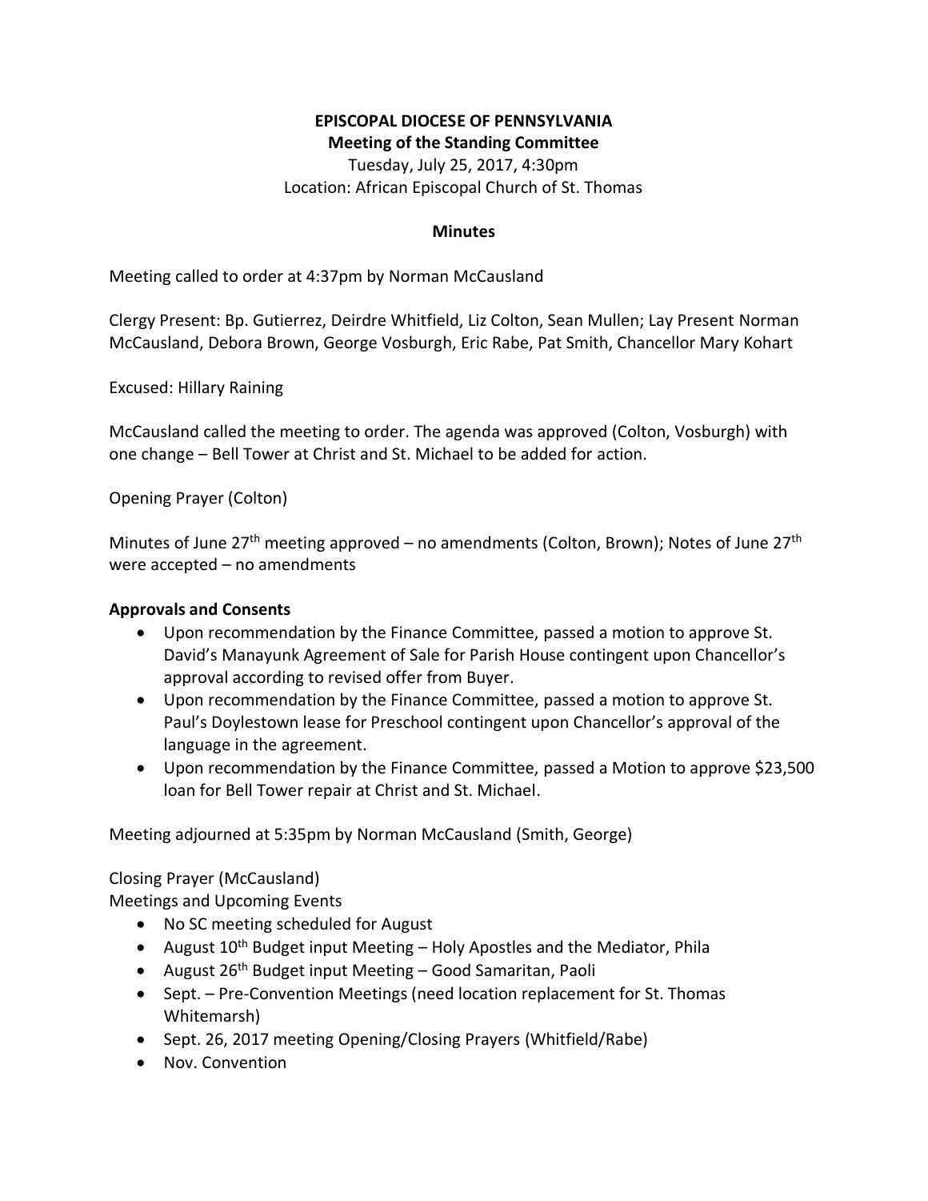**EPISCOPAL DIOCESE OF PENNSYLVANIA**
**Meeting of the Standing Committee**
Tuesday, July 25, 2017, 4:30pm
Location: African Episcopal Church of St. Thomas

**Minutes**

Meeting called to order at 4:37pm by Norman McCausland

Clergy Present: Bp. Gutierrez, Deirdre Whitfield, Liz Colton, Sean Mullen; Lay Present Norman McCausland, Debora Brown, George Vosburgh, Eric Rabe, Pat Smith, Chancellor Mary Kohart

Excused: Hillary Raining

McCausland called the meeting to order. The agenda was approved (Colton, Vosburgh) with one change – Bell Tower at Christ and St. Michael to be added for action.

Opening Prayer (Colton)

Minutes of June 27th meeting approved – no amendments (Colton, Brown); Notes of June 27th were accepted – no amendments

**Approvals and Consents**

- Upon recommendation by the Finance Committee, passed a motion to approve St. David's Manayunk Agreement of Sale for Parish House contingent upon Chancellor's approval according to revised offer from Buyer.
- Upon recommendation by the Finance Committee, passed a motion to approve St. Paul's Doylestown lease for Preschool contingent upon Chancellor's approval of the language in the agreement.
- Upon recommendation by the Finance Committee, passed a Motion to approve $23,500 loan for Bell Tower repair at Christ and St. Michael.

Meeting adjourned at 5:35pm by Norman McCausland (Smith, George)

Closing Prayer (McCausland)
Meetings and Upcoming Events

- No SC meeting scheduled for August
- August 10th Budget input Meeting – Holy Apostles and the Mediator, Phila
- August 26th Budget input Meeting – Good Samaritan, Paoli
- Sept. – Pre-Convention Meetings (need location replacement for St. Thomas Whitemarsh)
- Sept. 26, 2017 meeting Opening/Closing Prayers (Whitfield/Rabe)
- Nov. Convention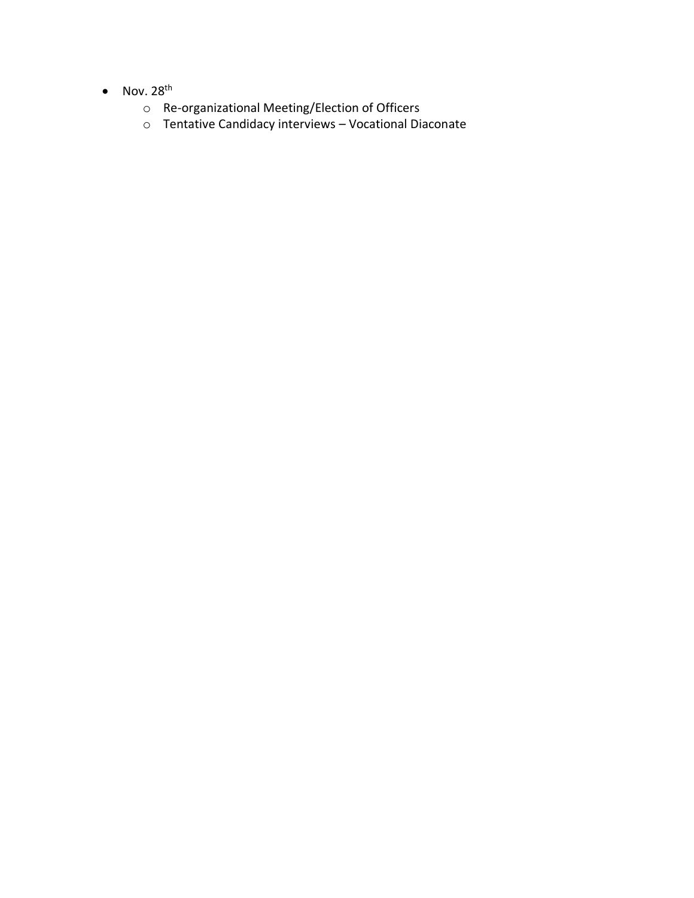- Nov. 28th
  - Re-organizational Meeting/Election of Officers
  - Tentative Candidacy interviews – Vocational Diaconate